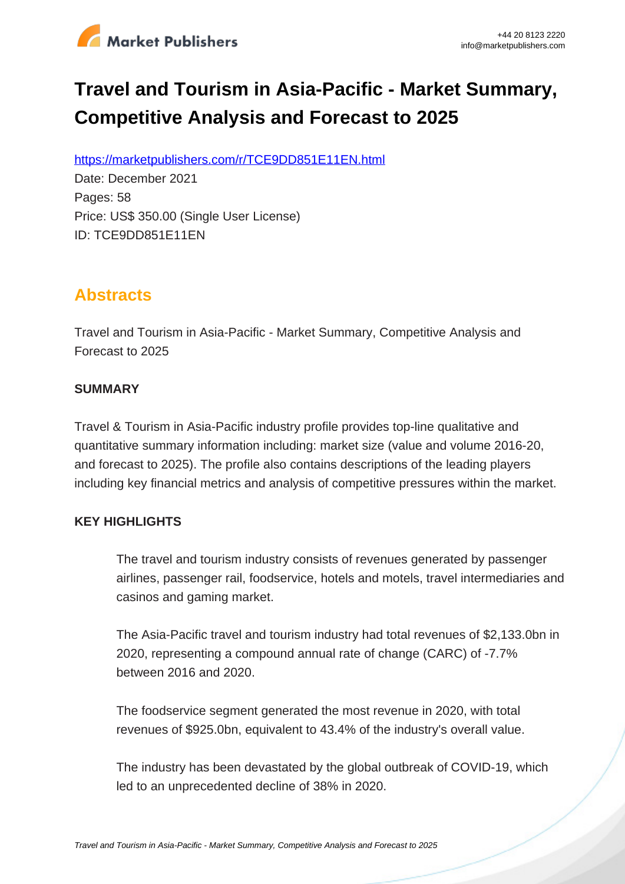# Travel and Tourism in Asia-Pacific - Market Summary, Competitive Analysis and Forecast to 2025

https://marketpublishers.com/r/TCE9DD851E11EN.html

Date: December 2021

Pages: 58

Price: US$ 350.00 (Single User License)

ID: TCE9DD851E11EN

## Abstracts

Travel and Tourism in Asia-Pacific - Market Summary, Competitive Analysis and Forecast to 2025

**SUMMARY**

Travel & Tourism in Asia-Pacific industry profile provides top-line qualitative and quantitative summary information including: market size (value and volume 2016-20, and forecast to 2025). The profile also contains descriptions of the leading players including key financial metrics and analysis of competitive pressures within the market.

**KEY HIGHLIGHTS**

The travel and tourism industry consists of revenues generated by passenger airlines, passenger rail, foodservice, hotels and motels, travel intermediaries and casinos and gaming market.

The Asia-Pacific travel and tourism industry had total revenues of $2,133.0bn in 2020, representing a compound annual rate of change (CARC) of -7.7% between 2016 and 2020.

The foodservice segment generated the most revenue in 2020, with total revenues of $925.0bn, equivalent to 43.4% of the industry's overall value.

The industry has been devastated by the global outbreak of COVID-19, which led to an unprecedented decline of 38% in 2020.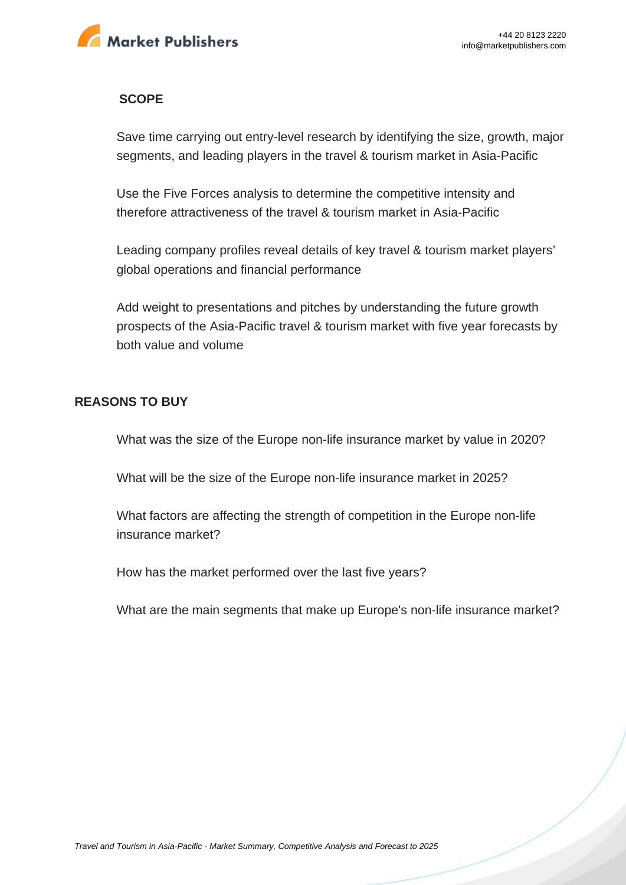## SCOPE

Save time carrying out entry-level research by identifying the size, growth, major segments, and leading players in the travel & tourism market in Asia-Pacific

Use the Five Forces analysis to determine the competitive intensity and therefore attractiveness of the travel & tourism market in Asia-Pacific

Leading company profiles reveal details of key travel & tourism market players' global operations and financial performance

Add weight to presentations and pitches by understanding the future growth prospects of the Asia-Pacific travel & tourism market with five year forecasts by both value and volume

## REASONS TO BUY

What was the size of the Europe non-life insurance market by value in 2020?

What will be the size of the Europe non-life insurance market in 2025?

What factors are affecting the strength of competition in the Europe non-life insurance market?

How has the market performed over the last five years?

What are the main segments that make up Europe's non-life insurance market?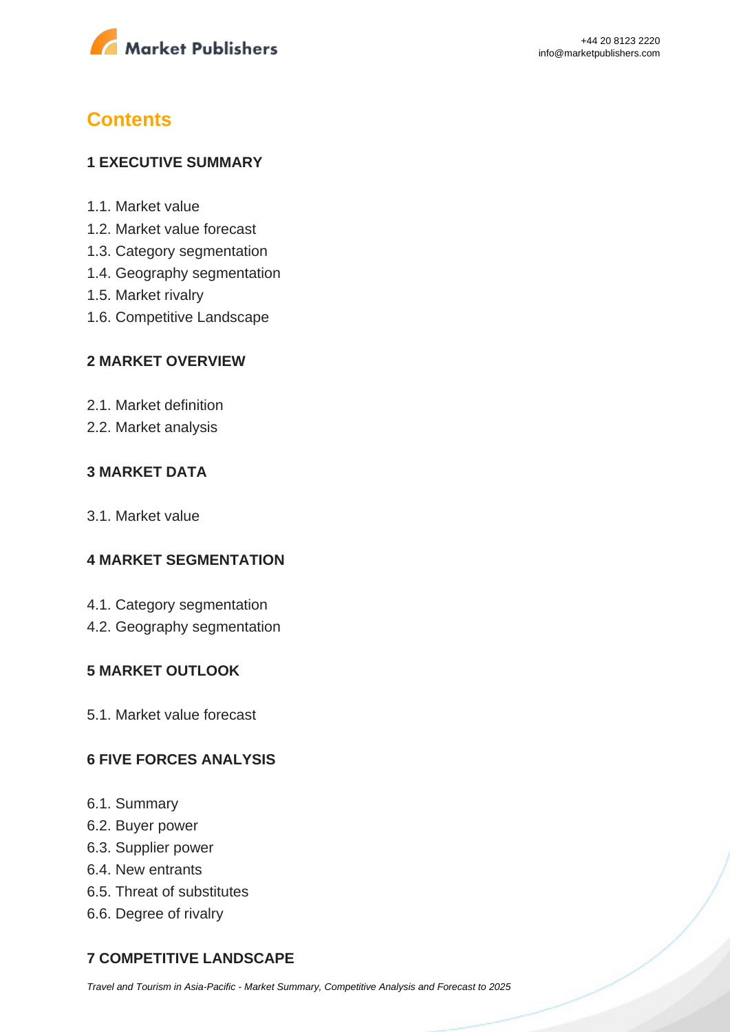# Contents

## 1 EXECUTIVE SUMMARY

1.1. Market value
1.2. Market value forecast
1.3. Category segmentation
1.4. Geography segmentation
1.5. Market rivalry
1.6. Competitive Landscape

## 2 MARKET OVERVIEW

2.1. Market definition
2.2. Market analysis

## 3 MARKET DATA

3.1. Market value

## 4 MARKET SEGMENTATION

4.1. Category segmentation
4.2. Geography segmentation

## 5 MARKET OUTLOOK

5.1. Market value forecast

## 6 FIVE FORCES ANALYSIS

6.1. Summary
6.2. Buyer power
6.3. Supplier power
6.4. New entrants
6.5. Threat of substitutes
6.6. Degree of rivalry

## 7 COMPETITIVE LANDSCAPE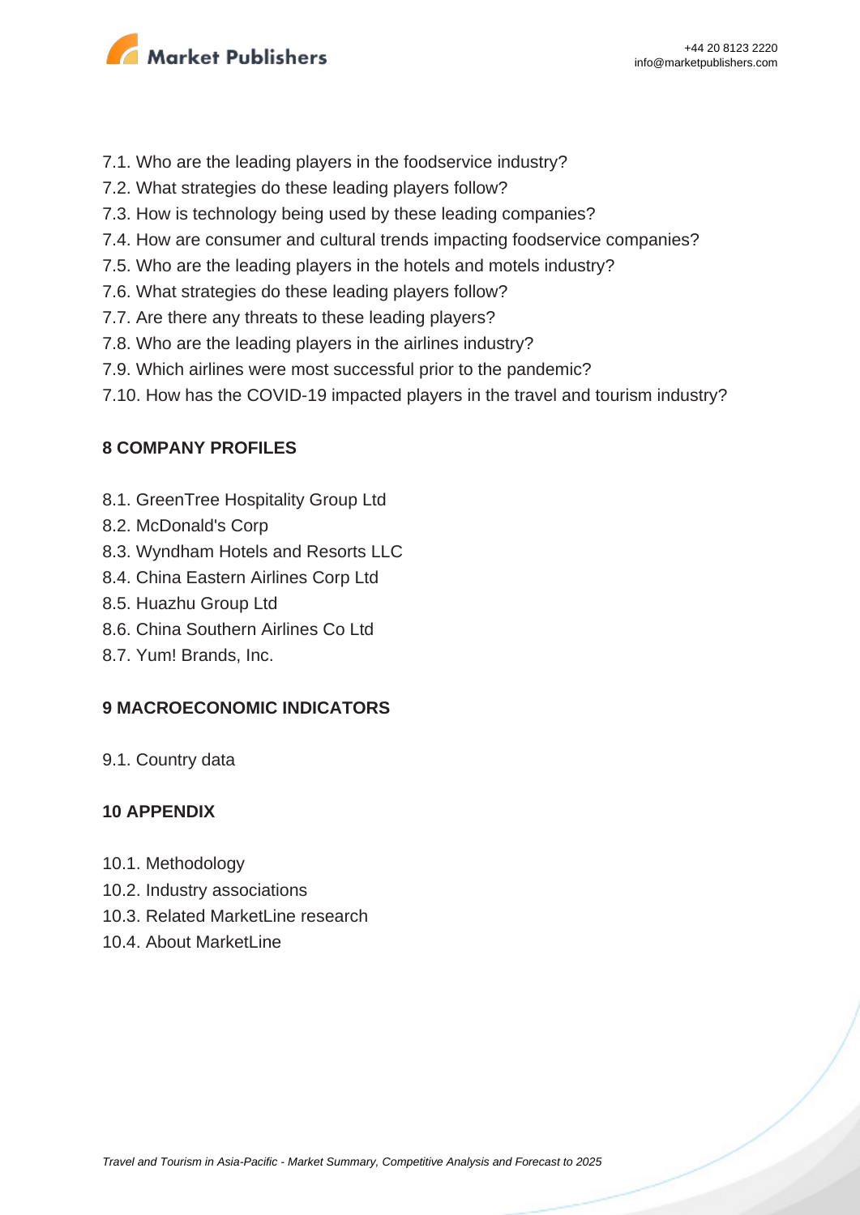7.1. Who are the leading players in the foodservice industry?
7.2. What strategies do these leading players follow?
7.3. How is technology being used by these leading companies?
7.4. How are consumer and cultural trends impacting foodservice companies?
7.5. Who are the leading players in the hotels and motels industry?
7.6. What strategies do these leading players follow?
7.7. Are there any threats to these leading players?
7.8. Who are the leading players in the airlines industry?
7.9. Which airlines were most successful prior to the pandemic?
7.10. How has the COVID-19 impacted players in the travel and tourism industry?

## 8 COMPANY PROFILES

8.1. GreenTree Hospitality Group Ltd
8.2. McDonald's Corp
8.3. Wyndham Hotels and Resorts LLC
8.4. China Eastern Airlines Corp Ltd
8.5. Huazhu Group Ltd
8.6. China Southern Airlines Co Ltd
8.7. Yum! Brands, Inc.

## 9 MACROECONOMIC INDICATORS

9.1. Country data

## 10 APPENDIX

10.1. Methodology
10.2. Industry associations
10.3. Related MarketLine research
10.4. About MarketLine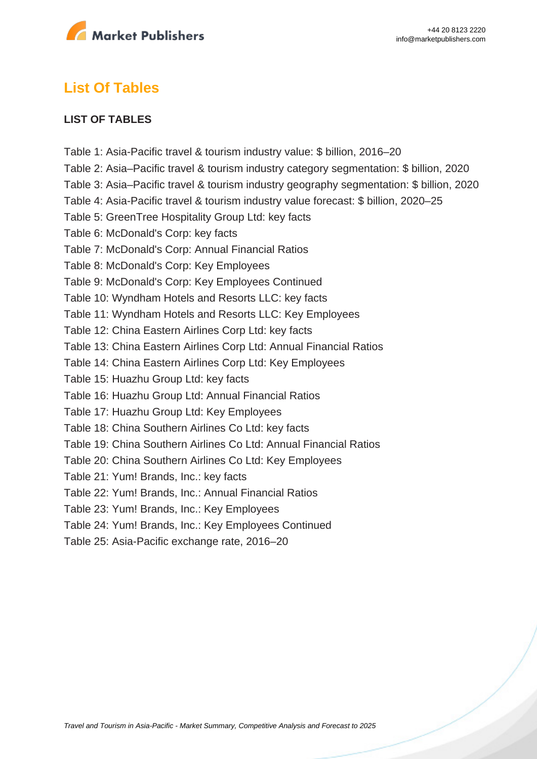## List Of Tables

**LIST OF TABLES**

Table 1: Asia-Pacific travel & tourism industry value: $ billion, 2016–20
Table 2: Asia–Pacific travel & tourism industry category segmentation: $ billion, 2020
Table 3: Asia–Pacific travel & tourism industry geography segmentation: $ billion, 2020
Table 4: Asia-Pacific travel & tourism industry value forecast: $ billion, 2020–25
Table 5: GreenTree Hospitality Group Ltd: key facts
Table 6: McDonald's Corp: key facts
Table 7: McDonald's Corp: Annual Financial Ratios
Table 8: McDonald's Corp: Key Employees
Table 9: McDonald's Corp: Key Employees Continued
Table 10: Wyndham Hotels and Resorts LLC: key facts
Table 11: Wyndham Hotels and Resorts LLC: Key Employees
Table 12: China Eastern Airlines Corp Ltd: key facts
Table 13: China Eastern Airlines Corp Ltd: Annual Financial Ratios
Table 14: China Eastern Airlines Corp Ltd: Key Employees
Table 15: Huazhu Group Ltd: key facts
Table 16: Huazhu Group Ltd: Annual Financial Ratios
Table 17: Huazhu Group Ltd: Key Employees
Table 18: China Southern Airlines Co Ltd: key facts
Table 19: China Southern Airlines Co Ltd: Annual Financial Ratios
Table 20: China Southern Airlines Co Ltd: Key Employees
Table 21: Yum! Brands, Inc.: key facts
Table 22: Yum! Brands, Inc.: Annual Financial Ratios
Table 23: Yum! Brands, Inc.: Key Employees
Table 24: Yum! Brands, Inc.: Key Employees Continued
Table 25: Asia-Pacific exchange rate, 2016–20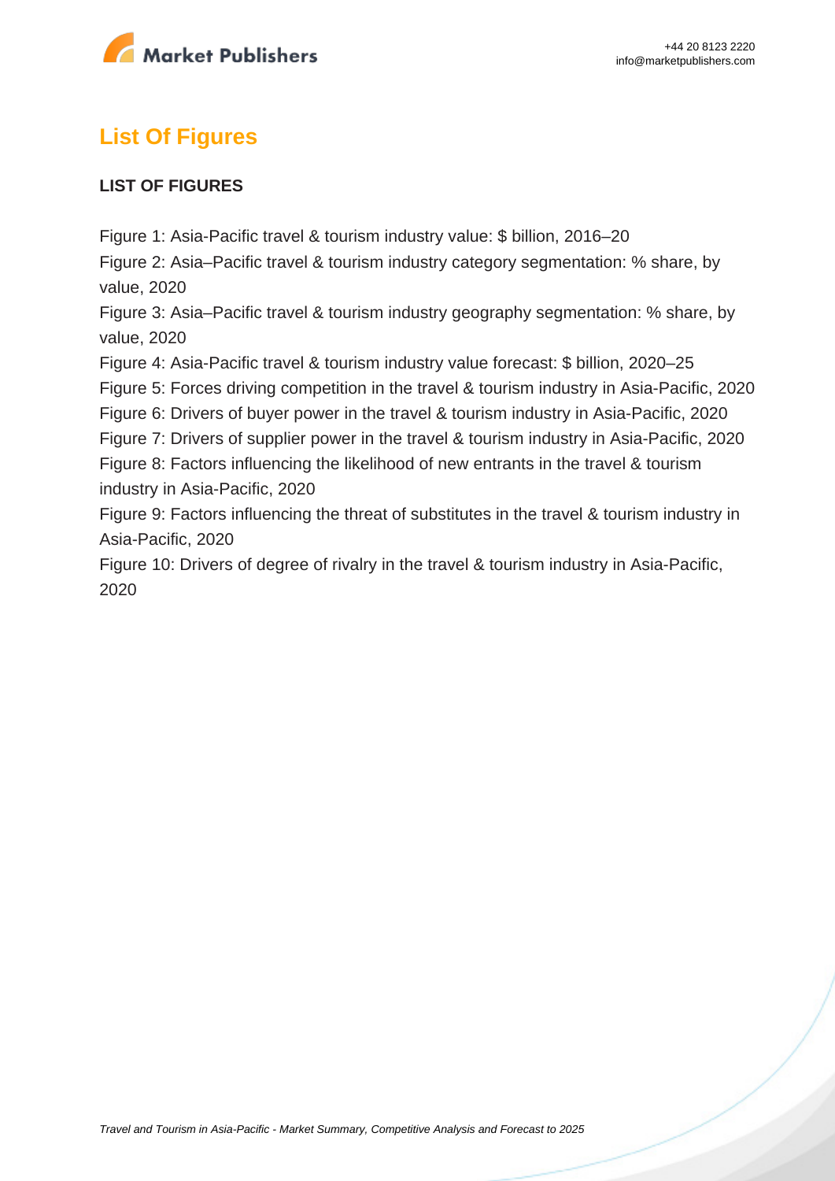## List Of Figures

**LIST OF FIGURES**

Figure 1: Asia-Pacific travel & tourism industry value: $ billion, 2016–20
Figure 2: Asia–Pacific travel & tourism industry category segmentation: % share, by value, 2020
Figure 3: Asia–Pacific travel & tourism industry geography segmentation: % share, by value, 2020
Figure 4: Asia-Pacific travel & tourism industry value forecast: $ billion, 2020–25
Figure 5: Forces driving competition in the travel & tourism industry in Asia-Pacific, 2020
Figure 6: Drivers of buyer power in the travel & tourism industry in Asia-Pacific, 2020
Figure 7: Drivers of supplier power in the travel & tourism industry in Asia-Pacific, 2020
Figure 8: Factors influencing the likelihood of new entrants in the travel & tourism industry in Asia-Pacific, 2020
Figure 9: Factors influencing the threat of substitutes in the travel & tourism industry in Asia-Pacific, 2020
Figure 10: Drivers of degree of rivalry in the travel & tourism industry in Asia-Pacific, 2020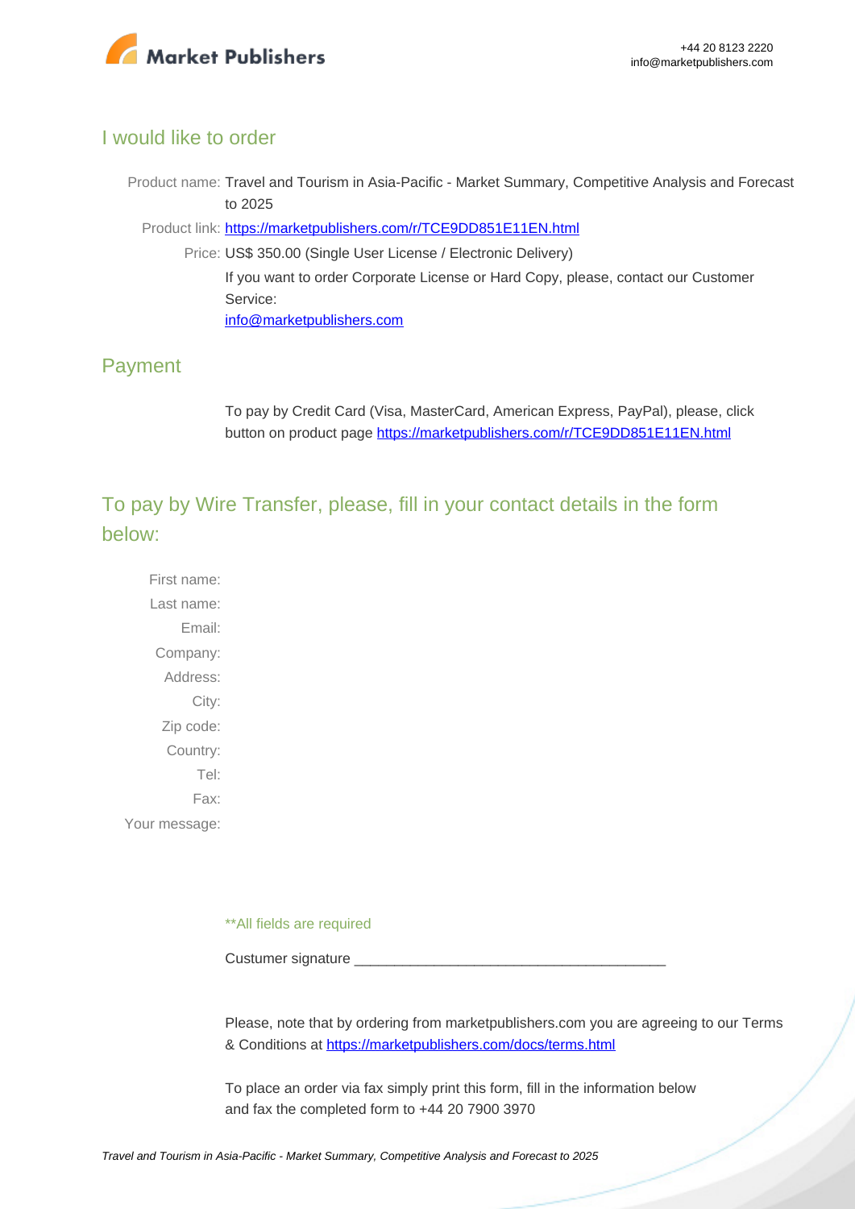## I would like to order

Product name: Travel and Tourism in Asia-Pacific - Market Summary, Competitive Analysis and Forecast to 2025

Product link: [https://marketpublishers.com/r/TCE9DD851E11EN.html](https://marketpublishers.com/r/TCE9DD851E11EN.html)

Price: US$ 350.00 (Single User License / Electronic Delivery)

If you want to order Corporate License or Hard Copy, please, contact our Customer Service:

[info@marketpublishers.com](mailto:info@marketpublishers.com)

## Payment

To pay by Credit Card (Visa, MasterCard, American Express, PayPal), please, click button on product page [https://marketpublishers.com/r/TCE9DD851E11EN.html](https://marketpublishers.com/r/TCE9DD851E11EN.html)

## To pay by Wire Transfer, please, fill in your contact details in the form below:

First name:

Last name:

Email:

Company:

Address:

City:

Zip code:

Country:

Tel:

Fax:

Your message:

**All fields are required

Custumer signature _______________________________________

Please, note that by ordering from marketpublishers.com you are agreeing to our Terms & Conditions at [https://marketpublishers.com/docs/terms.html](https://marketpublishers.com/docs/terms.html)

To place an order via fax simply print this form, fill in the information below and fax the completed form to +44 20 7900 3970